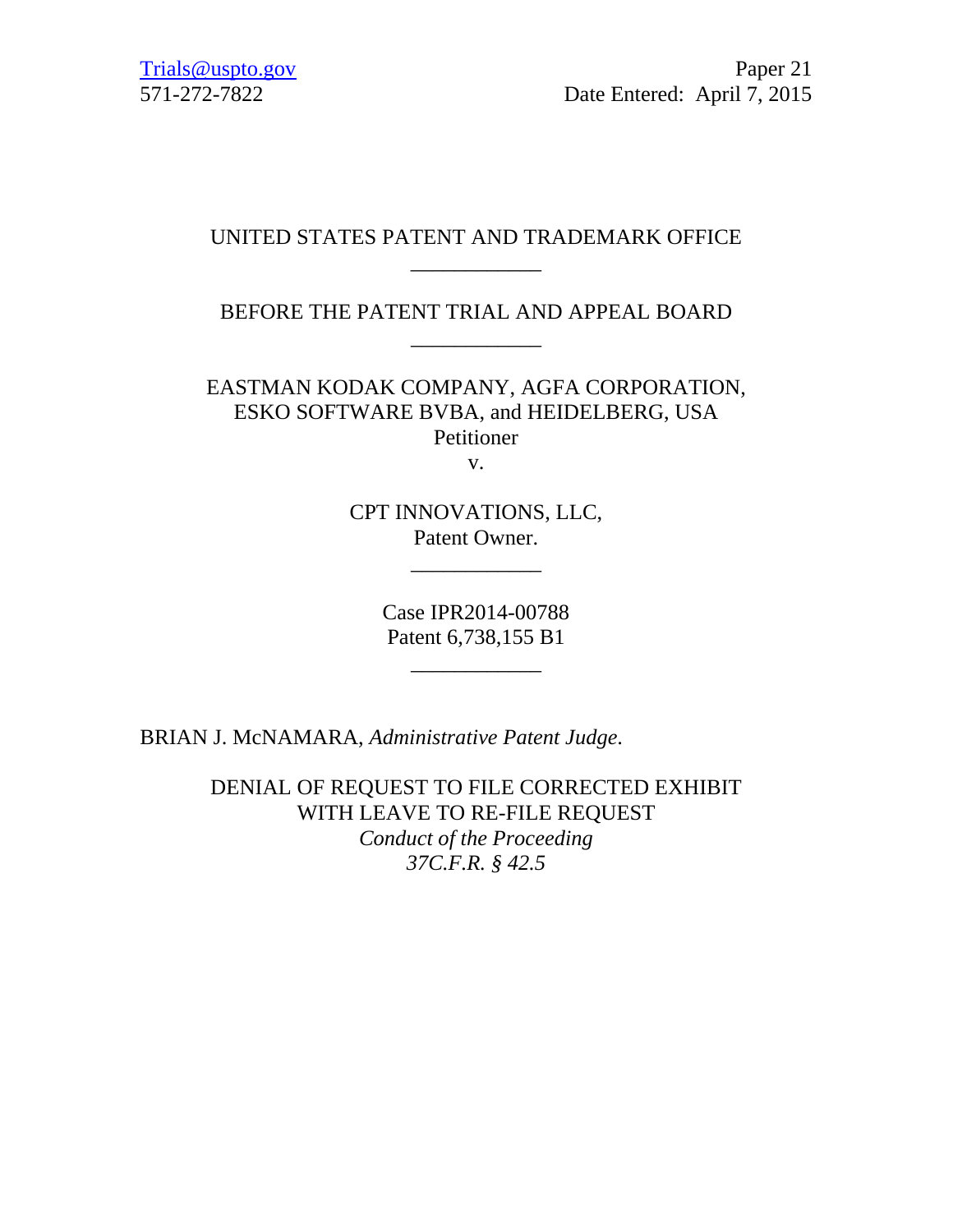Trials@uspto.gov
571-272-7822

Paper 21
Date Entered: April 7, 2015

UNITED STATES PATENT AND TRADEMARK OFFICE

____________

BEFORE THE PATENT TRIAL AND APPEAL BOARD

____________

EASTMAN KODAK COMPANY, AGFA CORPORATION,
ESKO SOFTWARE BVBA, and HEIDELBERG, USA
Petitioner

v.

CPT INNOVATIONS, LLC,
Patent Owner.

____________

Case IPR2014-00788
Patent 6,738,155 B1

____________

BRIAN J. McNAMARA, *Administrative Patent Judge*.

DENIAL OF REQUEST TO FILE CORRECTED EXHIBIT
WITH LEAVE TO RE-FILE REQUEST
*Conduct of the Proceeding*
*37C.F.R. § 42.5*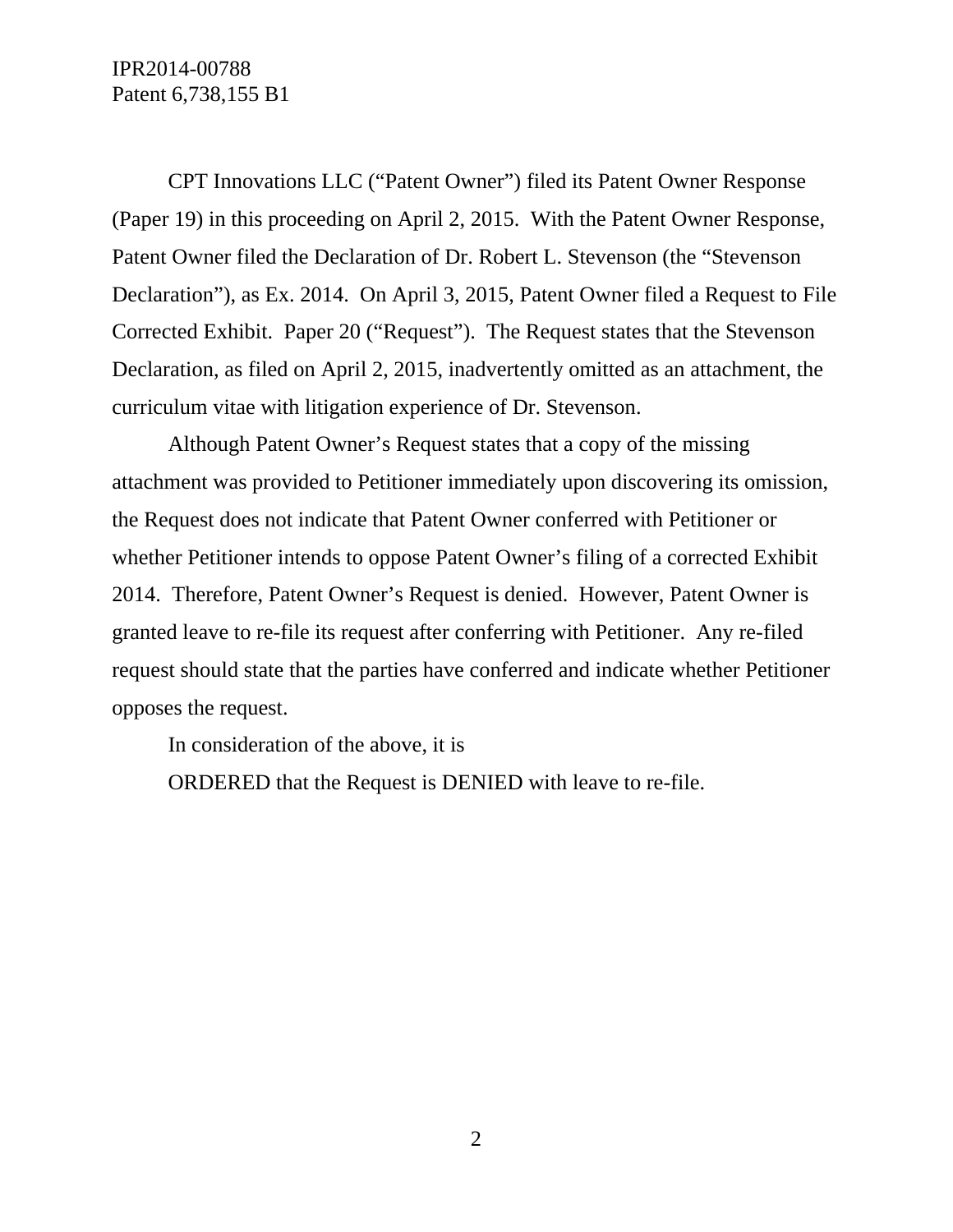CPT Innovations LLC ("Patent Owner") filed its Patent Owner Response (Paper 19) in this proceeding on April 2, 2015. With the Patent Owner Response, Patent Owner filed the Declaration of Dr. Robert L. Stevenson (the "Stevenson Declaration"), as Ex. 2014. On April 3, 2015, Patent Owner filed a Request to File Corrected Exhibit. Paper 20 ("Request"). The Request states that the Stevenson Declaration, as filed on April 2, 2015, inadvertently omitted as an attachment, the curriculum vitae with litigation experience of Dr. Stevenson.

Although Patent Owner's Request states that a copy of the missing attachment was provided to Petitioner immediately upon discovering its omission, the Request does not indicate that Patent Owner conferred with Petitioner or whether Petitioner intends to oppose Patent Owner's filing of a corrected Exhibit 2014. Therefore, Patent Owner's Request is denied. However, Patent Owner is granted leave to re-file its request after conferring with Petitioner. Any re-filed request should state that the parties have conferred and indicate whether Petitioner opposes the request.

In consideration of the above, it is

ORDERED that the Request is DENIED with leave to re-file.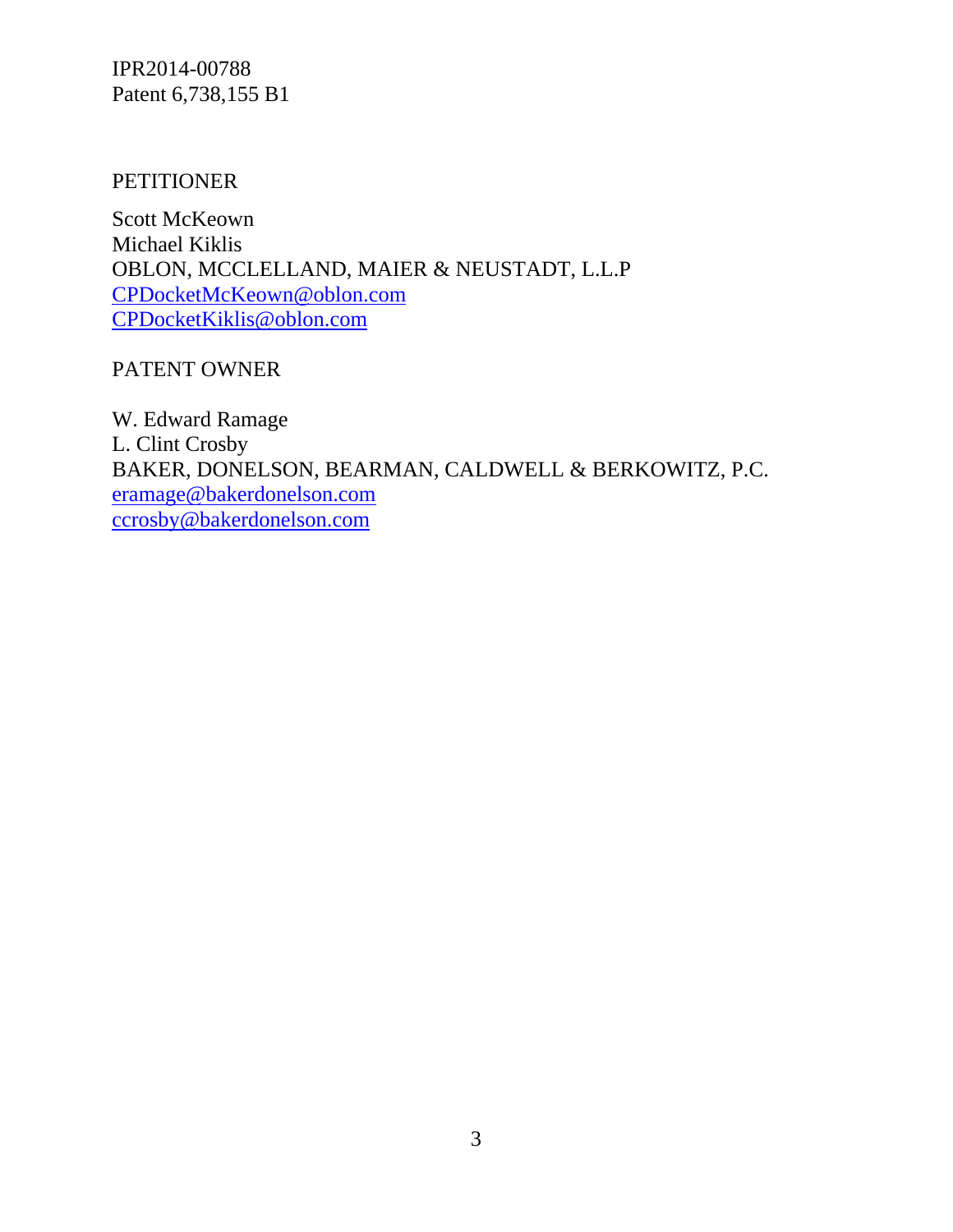PETITIONER

Scott McKeown
Michael Kiklis
OBLON, MCCLELLAND, MAIER & NEUSTADT, L.L.P
CPDocketMcKeown@oblon.com
CPDocketKiklis@oblon.com

PATENT OWNER

W. Edward Ramage
L. Clint Crosby
BAKER, DONELSON, BEARMAN, CALDWELL & BERKOWITZ, P.C.
eramage@bakerdonelson.com
ccrosby@bakerdonelson.com